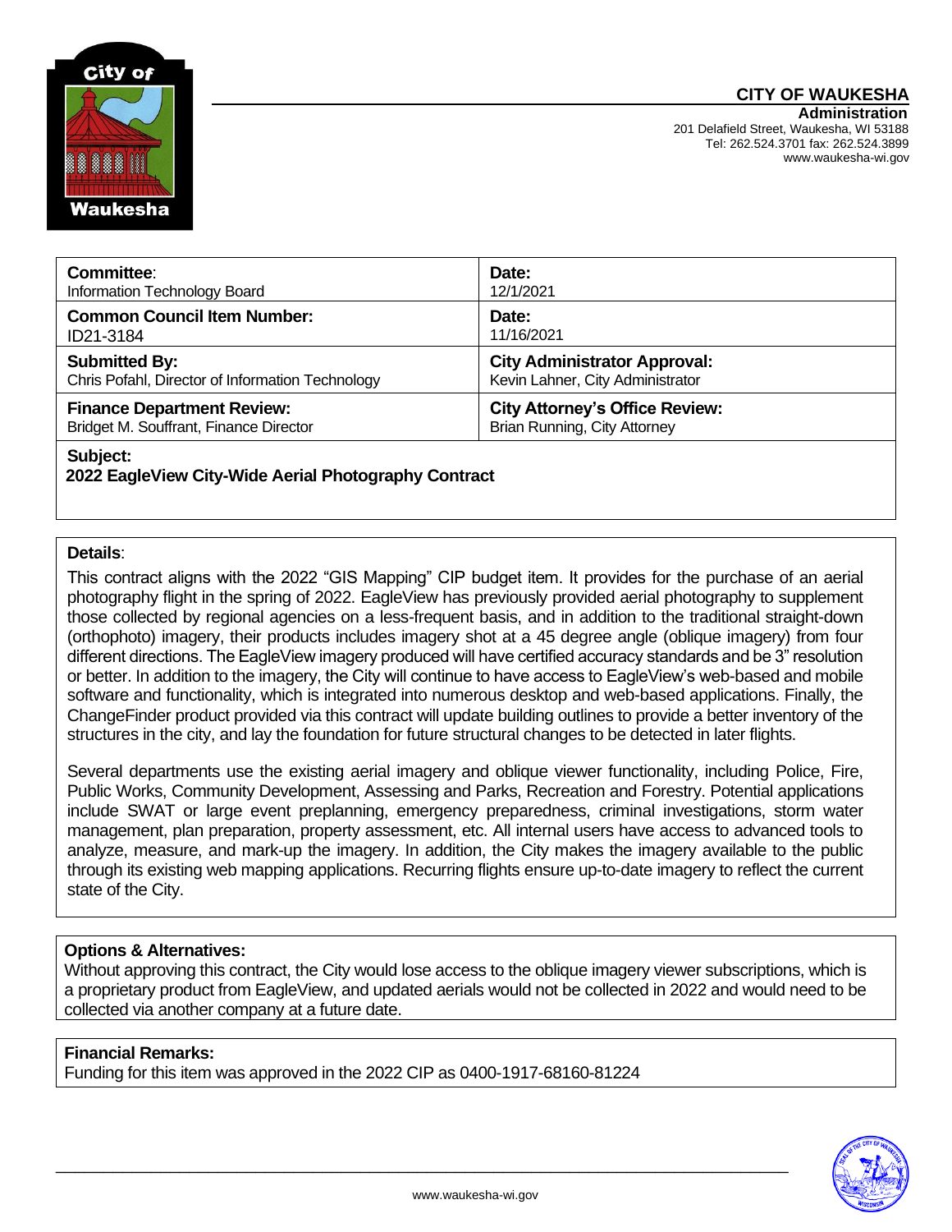**CITY OF WAUKESHA**
**Administration**
201 Delafield Street, Waukesha, WI 53188
Tel: 262.524.3701 fax: 262.524.3899
www.waukesha-wi.gov

| **Committee**: Information Technology Board | **Date:** 12/1/2021 |
|---|---|
| **Common Council Item Number:** ID21-3184 | **Date:** 11/16/2021 |
| **Submitted By:** Chris Pofahl, Director of Information Technology | **City Administrator Approval:** Kevin Lahner, City Administrator |
| **Finance Department Review:** Bridget M. Souffrant, Finance Director | **City Attorney's Office Review:** Brian Running, City Attorney |

**Subject:**
**2022 EagleView City-Wide Aerial Photography Contract**

**Details**:

This contract aligns with the 2022 "GIS Mapping" CIP budget item. It provides for the purchase of an aerial photography flight in the spring of 2022. EagleView has previously provided aerial photography to supplement those collected by regional agencies on a less-frequent basis, and in addition to the traditional straight-down (orthophoto) imagery, their products includes imagery shot at a 45 degree angle (oblique imagery) from four different directions. The EagleView imagery produced will have certified accuracy standards and be 3" resolution or better. In addition to the imagery, the City will continue to have access to EagleView's web-based and mobile software and functionality, which is integrated into numerous desktop and web-based applications. Finally, the ChangeFinder product provided via this contract will update building outlines to provide a better inventory of the structures in the city, and lay the foundation for future structural changes to be detected in later flights.

Several departments use the existing aerial imagery and oblique viewer functionality, including Police, Fire, Public Works, Community Development, Assessing and Parks, Recreation and Forestry. Potential applications include SWAT or large event preplanning, emergency preparedness, criminal investigations, storm water management, plan preparation, property assessment, etc. All internal users have access to advanced tools to analyze, measure, and mark-up the imagery. In addition, the City makes the imagery available to the public through its existing web mapping applications. Recurring flights ensure up-to-date imagery to reflect the current state of the City.

**Options & Alternatives:**

Without approving this contract, the City would lose access to the oblique imagery viewer subscriptions, which is a proprietary product from EagleView, and updated aerials would not be collected in 2022 and would need to be collected via another company at a future date.

**Financial Remarks:**

Funding for this item was approved in the 2022 CIP as 0400-1917-68160-81224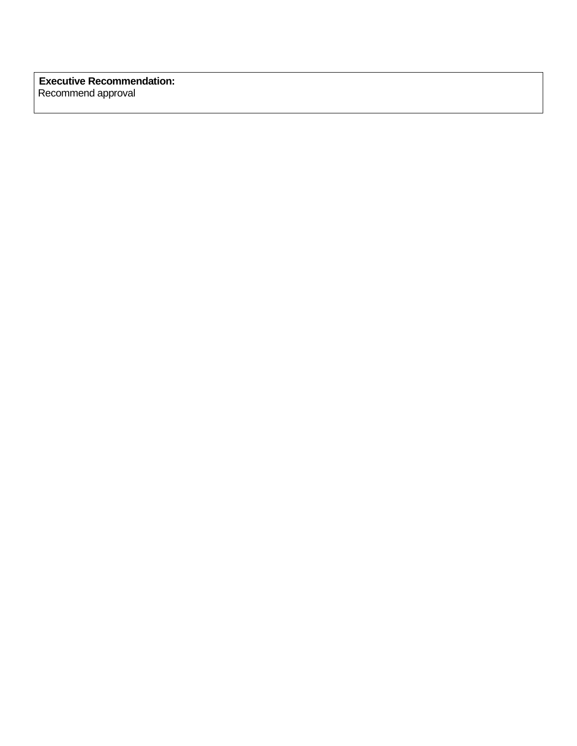**Executive Recommendation:**
Recommend approval